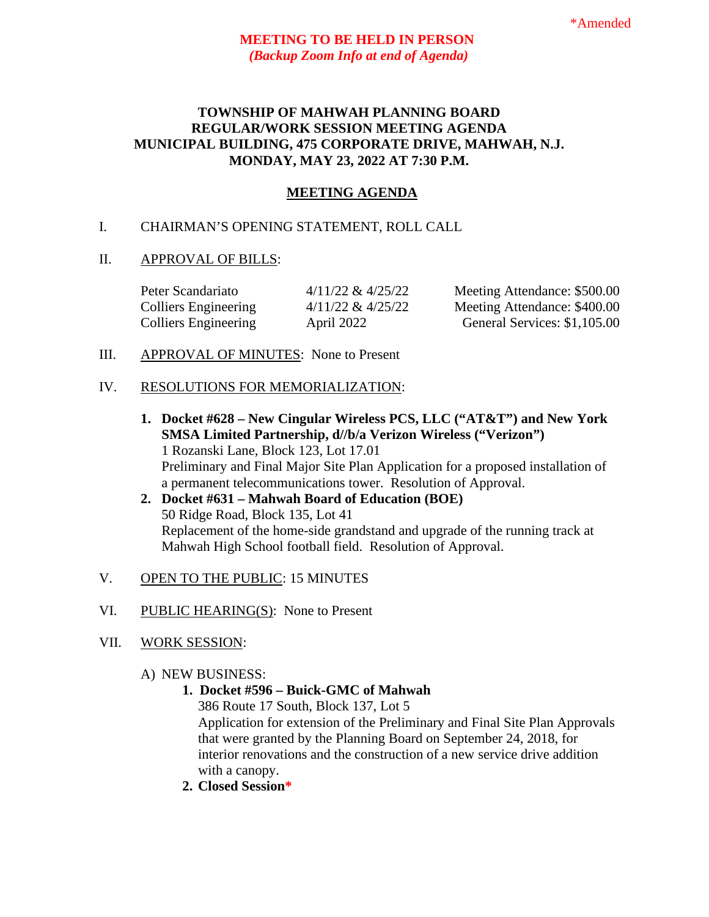*Amended

**MEETING TO BE HELD IN PERSON**
***(Backup Zoom Info at end of Agenda)***

# TOWNSHIP OF MAHWAH PLANNING BOARD
# REGULAR/WORK SESSION MEETING AGENDA
# MUNICIPAL BUILDING, 475 CORPORATE DRIVE, MAHWAH, N.J.
# MONDAY, MAY 23, 2022 AT 7:30 P.M.

## MEETING AGENDA

I. CHAIRMAN'S OPENING STATEMENT, ROLL CALL

II. APPROVAL OF BILLS:

| | | |
|---|---|---|
| Peter Scandariato | 4/11/22 & 4/25/22 | Meeting Attendance: $500.00 |
| Colliers Engineering | 4/11/22 & 4/25/22 | Meeting Attendance: $400.00 |
| Colliers Engineering | April 2022 | General Services: $1,105.00 |

III. APPROVAL OF MINUTES: None to Present

IV. RESOLUTIONS FOR MEMORIALIZATION:

1. **Docket #628 – New Cingular Wireless PCS, LLC ("AT&T") and New York SMSA Limited Partnership, d//b/a Verizon Wireless ("Verizon")**
   1 Rozanski Lane, Block 123, Lot 17.01
   Preliminary and Final Major Site Plan Application for a proposed installation of a permanent telecommunications tower. Resolution of Approval.
2. **Docket #631 – Mahwah Board of Education (BOE)**
   50 Ridge Road, Block 135, Lot 41
   Replacement of the home-side grandstand and upgrade of the running track at Mahwah High School football field. Resolution of Approval.

V. OPEN TO THE PUBLIC: 15 MINUTES

VI. PUBLIC HEARING(S): None to Present

VII. WORK SESSION:

A) NEW BUSINESS:

1. **Docket #596 – Buick-GMC of Mahwah**
   386 Route 17 South, Block 137, Lot 5
   Application for extension of the Preliminary and Final Site Plan Approvals that were granted by the Planning Board on September 24, 2018, for interior renovations and the construction of a new service drive addition with a canopy.
2. **Closed Session***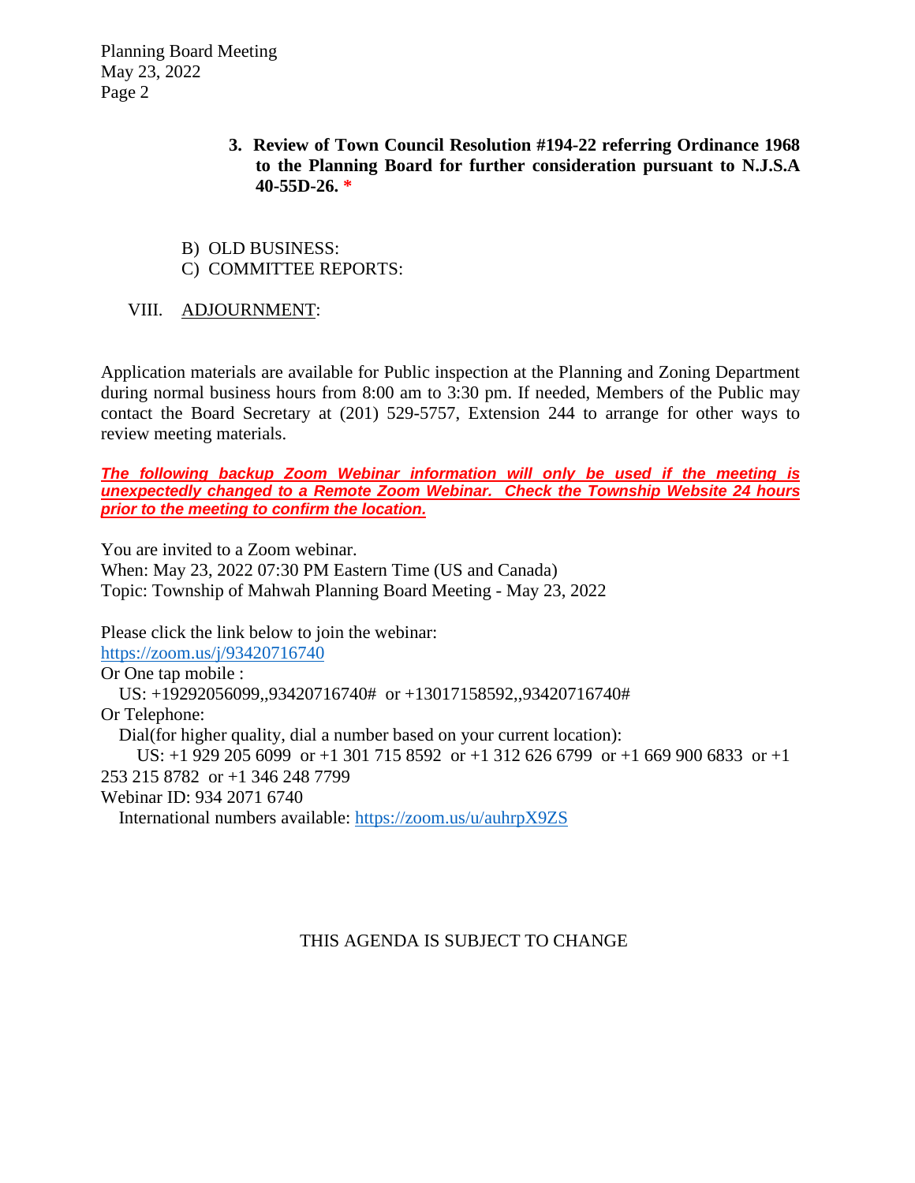3. **Review of Town Council Resolution #194-22 referring Ordinance 1968 to the Planning Board for further consideration pursuant to N.J.S.A 40-55D-26. \***

B) OLD BUSINESS:

C) COMMITTEE REPORTS:

VIII. ADJOURNMENT:

Application materials are available for Public inspection at the Planning and Zoning Department during normal business hours from 8:00 am to 3:30 pm. If needed, Members of the Public may contact the Board Secretary at (201) 529-5757, Extension 244 to arrange for other ways to review meeting materials.

***The following backup Zoom Webinar information will only be used if the meeting is unexpectedly changed to a Remote Zoom Webinar. Check the Township Website 24 hours prior to the meeting to confirm the location.***

You are invited to a Zoom webinar.
When: May 23, 2022 07:30 PM Eastern Time (US and Canada)
Topic: Township of Mahwah Planning Board Meeting - May 23, 2022

Please click the link below to join the webinar:
https://zoom.us/j/93420716740
Or One tap mobile :
US: +19292056099,,93420716740# or +13017158592,,93420716740#
Or Telephone:
Dial(for higher quality, dial a number based on your current location):
US: +1 929 205 6099 or +1 301 715 8592 or +1 312 626 6799 or +1 669 900 6833 or +1 253 215 8782 or +1 346 248 7799
Webinar ID: 934 2071 6740
International numbers available: https://zoom.us/u/auhrpX9ZS

THIS AGENDA IS SUBJECT TO CHANGE